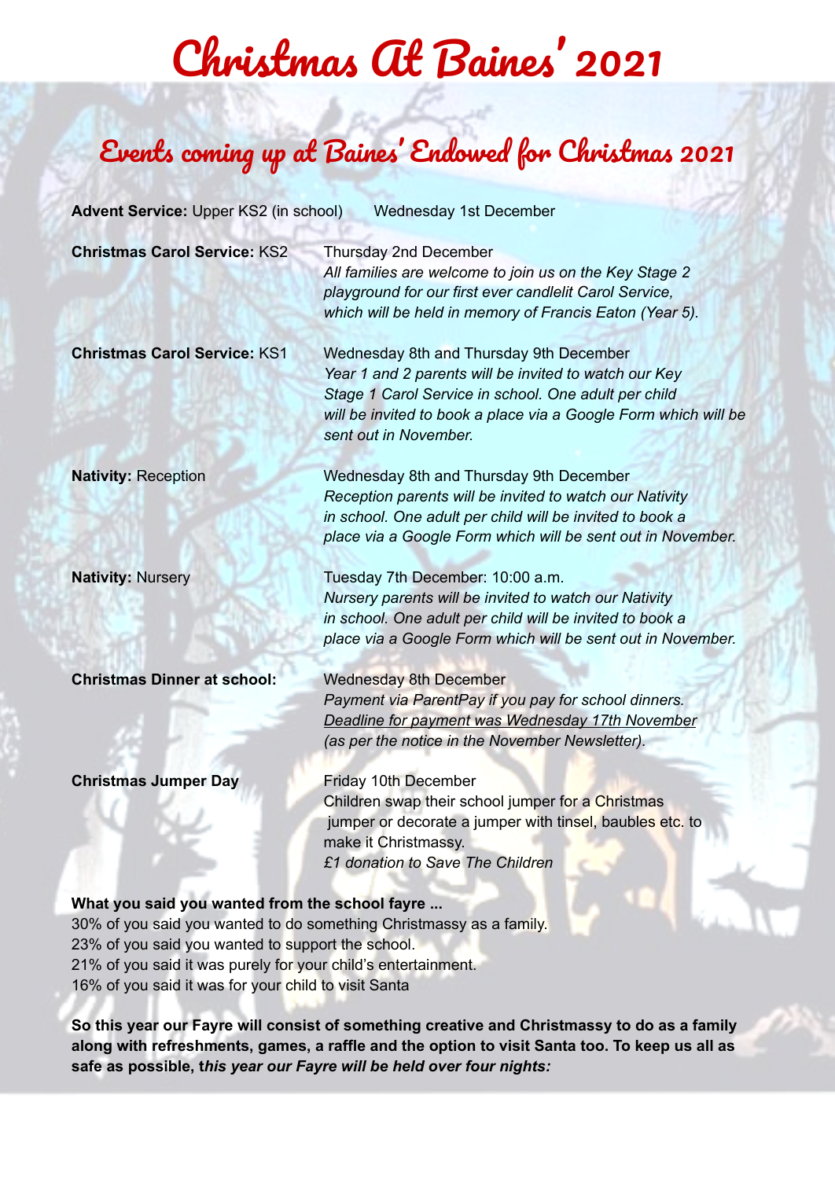# Christmas At Baines' 2021

## Events coming up at Baines' Endowed for Christmas 2021

**Advent Service:** Upper KS2 (in school) Wednesday 1st December

**Christmas Carol Service:** KS2
Thursday 2nd December
*All families are welcome to join us on the Key Stage 2 playground for our first ever candlelit Carol Service, which will be held in memory of Francis Eaton (Year 5).*

**Christmas Carol Service:** KS1
Wednesday 8th and Thursday 9th December
*Year 1 and 2 parents will be invited to watch our Key Stage 1 Carol Service in school. One adult per child will be invited to book a place via a Google Form which will be sent out in November.*

**Nativity:** Reception
Wednesday 8th and Thursday 9th December
*Reception parents will be invited to watch our Nativity in school. One adult per child will be invited to book a place via a Google Form which will be sent out in November.*

**Nativity:** Nursery
Tuesday 7th December: 10:00 a.m.
*Nursery parents will be invited to watch our Nativity in school. One adult per child will be invited to book a place via a Google Form which will be sent out in November.*

**Christmas Dinner at school:**
Wednesday 8th December
*Payment via ParentPay if you pay for school dinners.*
*Deadline for payment was Wednesday 17th November*
*(as per the notice in the November Newsletter).*

**Christmas Jumper Day**
Friday 10th December
Children swap their school jumper for a Christmas jumper or decorate a jumper with tinsel, baubles etc. to make it Christmassy.
*£1 donation to Save The Children*

**What you said you wanted from the school fayre ...**
30% of you said you wanted to do something Christmassy as a family.
23% of you said you wanted to support the school.
21% of you said it was purely for your child's entertainment.
16% of you said it was for your child to visit Santa

**So this year our Fayre will consist of something creative and Christmassy to do as a family along with refreshments, games, a raffle and the option to visit Santa too. To keep us all as safe as possible, t*his year our Fayre will be held over four nights:***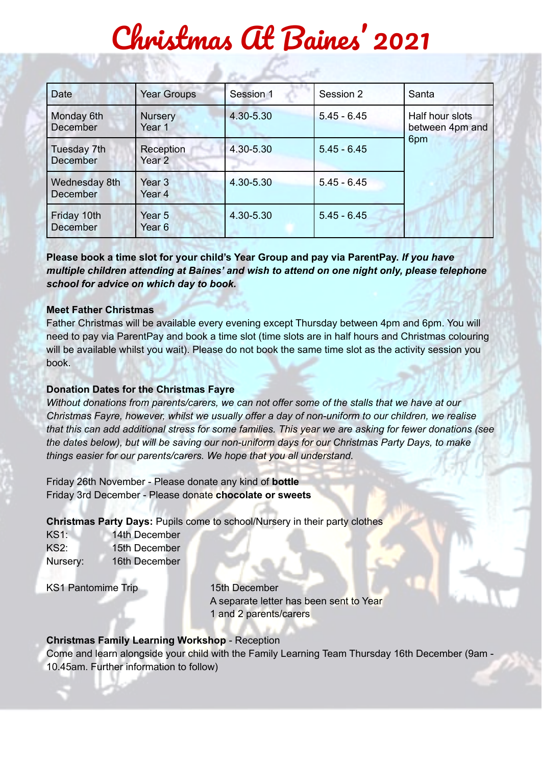# Christmas At Baines' 2021

| Date | Year Groups | Session 1 | Session 2 | Santa |
|---|---|---|---|---|
| Monday 6th December | Nursery Year 1 | 4.30-5.30 | 5.45 - 6.45 | Half hour slots between 4pm and 6pm |
| Tuesday 7th December | Reception Year 2 | 4.30-5.30 | 5.45 - 6.45 | |
| Wednesday 8th December | Year 3 Year 4 | 4.30-5.30 | 5.45 - 6.45 | |
| Friday 10th December | Year 5 Year 6 | 4.30-5.30 | 5.45 - 6.45 | |

**Please book a time slot for your child's Year Group and pay via ParentPay.** ***If you have multiple children attending at Baines' and wish to attend on one night only, please telephone school for advice on which day to book.***

**Meet Father Christmas**

Father Christmas will be available every evening except Thursday between 4pm and 6pm. You will need to pay via ParentPay and book a time slot (time slots are in half hours and Christmas colouring will be available whilst you wait). Please do not book the same time slot as the activity session you book.

**Donation Dates for the Christmas Fayre**

*Without donations from parents/carers, we can not offer some of the stalls that we have at our Christmas Fayre, however, whilst we usually offer a day of non-uniform to our children, we realise that this can add additional stress for some families. This year we are asking for fewer donations (see the dates below), but will be saving our non-uniform days for our Christmas Party Days, to make things easier for our parents/carers. We hope that you all understand.*

Friday 26th November - Please donate any kind of **bottle**
Friday 3rd December - Please donate **chocolate or sweets**

**Christmas Party Days:** Pupils come to school/Nursery in their party clothes

KS1: 14th December
KS2: 15th December
Nursery: 16th December

KS1 Pantomime Trip — 15th December
A separate letter has been sent to Year 1 and 2 parents/carers

**Christmas Family Learning Workshop** - Reception

Come and learn alongside your child with the Family Learning Team Thursday 16th December (9am - 10.45am. Further information to follow)